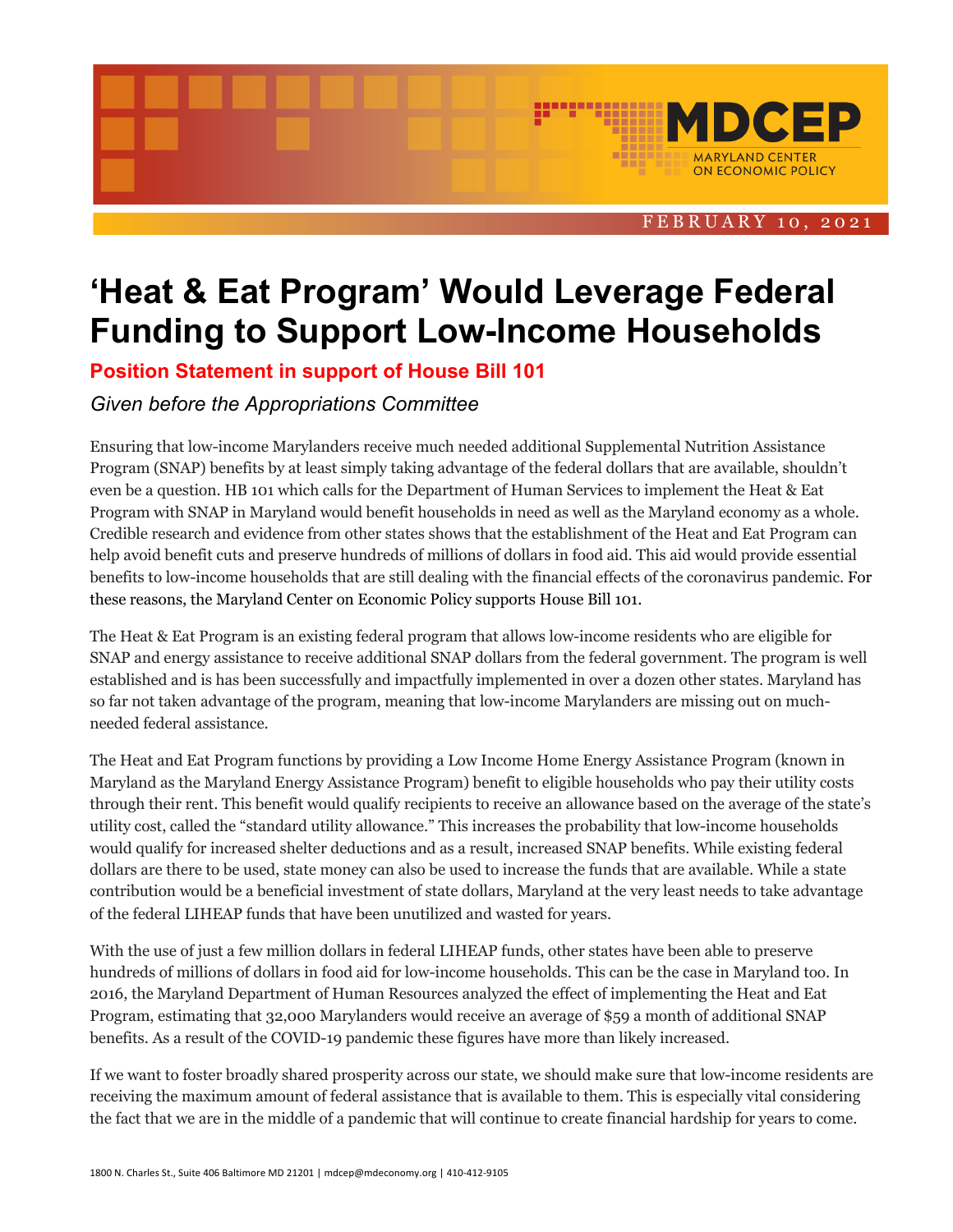MDCEP
MARYLAND CENTER ON ECONOMIC POLICY

FEBRUARY 10, 2021

# 'Heat & Eat Program' Would Leverage Federal Funding to Support Low-Income Households

## Position Statement in support of House Bill 101

*Given before the Appropriations Committee*

Ensuring that low-income Marylanders receive much needed additional Supplemental Nutrition Assistance Program (SNAP) benefits by at least simply taking advantage of the federal dollars that are available, shouldn't even be a question. HB 101 which calls for the Department of Human Services to implement the Heat & Eat Program with SNAP in Maryland would benefit households in need as well as the Maryland economy as a whole. Credible research and evidence from other states shows that the establishment of the Heat and Eat Program can help avoid benefit cuts and preserve hundreds of millions of dollars in food aid. This aid would provide essential benefits to low-income households that are still dealing with the financial effects of the coronavirus pandemic. For these reasons, the Maryland Center on Economic Policy supports House Bill 101.

The Heat & Eat Program is an existing federal program that allows low-income residents who are eligible for SNAP and energy assistance to receive additional SNAP dollars from the federal government. The program is well established and is has been successfully and impactfully implemented in over a dozen other states. Maryland has so far not taken advantage of the program, meaning that low-income Marylanders are missing out on much-needed federal assistance.

The Heat and Eat Program functions by providing a Low Income Home Energy Assistance Program (known in Maryland as the Maryland Energy Assistance Program) benefit to eligible households who pay their utility costs through their rent. This benefit would qualify recipients to receive an allowance based on the average of the state's utility cost, called the "standard utility allowance." This increases the probability that low-income households would qualify for increased shelter deductions and as a result, increased SNAP benefits. While existing federal dollars are there to be used, state money can also be used to increase the funds that are available. While a state contribution would be a beneficial investment of state dollars, Maryland at the very least needs to take advantage of the federal LIHEAP funds that have been unutilized and wasted for years.

With the use of just a few million dollars in federal LIHEAP funds, other states have been able to preserve hundreds of millions of dollars in food aid for low-income households. This can be the case in Maryland too. In 2016, the Maryland Department of Human Resources analyzed the effect of implementing the Heat and Eat Program, estimating that 32,000 Marylanders would receive an average of $59 a month of additional SNAP benefits. As a result of the COVID-19 pandemic these figures have more than likely increased.

If we want to foster broadly shared prosperity across our state, we should make sure that low-income residents are receiving the maximum amount of federal assistance that is available to them. This is especially vital considering the fact that we are in the middle of a pandemic that will continue to create financial hardship for years to come.

1800 N. Charles St., Suite 406 Baltimore MD 21201 | mdcep@mdeconomy.org | 410-412-9105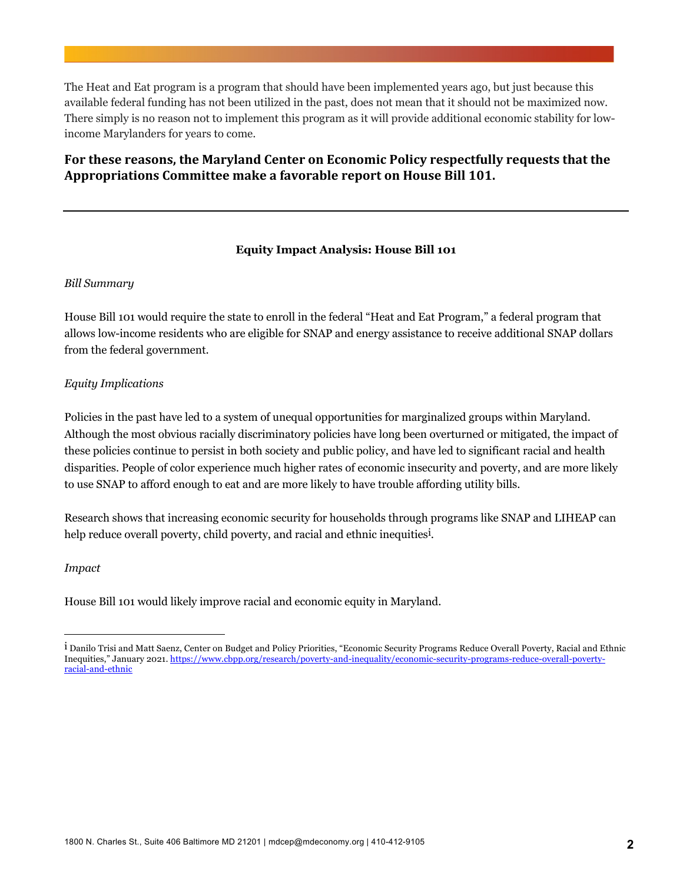The Heat and Eat program is a program that should have been implemented years ago, but just because this available federal funding has not been utilized in the past, does not mean that it should not be maximized now. There simply is no reason not to implement this program as it will provide additional economic stability for low-income Marylanders for years to come.

**For these reasons, the Maryland Center on Economic Policy respectfully requests that the Appropriations Committee make a favorable report on House Bill 101.**

---

**Equity Impact Analysis: House Bill 101**

*Bill Summary*

House Bill 101 would require the state to enroll in the federal "Heat and Eat Program," a federal program that allows low-income residents who are eligible for SNAP and energy assistance to receive additional SNAP dollars from the federal government.

*Equity Implications*

Policies in the past have led to a system of unequal opportunities for marginalized groups within Maryland. Although the most obvious racially discriminatory policies have long been overturned or mitigated, the impact of these policies continue to persist in both society and public policy, and have led to significant racial and health disparities. People of color experience much higher rates of economic insecurity and poverty, and are more likely to use SNAP to afford enough to eat and are more likely to have trouble affording utility bills.

Research shows that increasing economic security for households through programs like SNAP and LIHEAP can help reduce overall poverty, child poverty, and racial and ethnic inequities[i].

*Impact*

House Bill 101 would likely improve racial and economic equity in Maryland.

---

[i] Danilo Trisi and Matt Saenz, Center on Budget and Policy Priorities, "Economic Security Programs Reduce Overall Poverty, Racial and Ethnic Inequities," January 2021. https://www.cbpp.org/research/poverty-and-inequality/economic-security-programs-reduce-overall-poverty-racial-and-ethnic

1800 N. Charles St., Suite 406 Baltimore MD 21201 | mdcep@mdeconomy.org | 410-412-9105